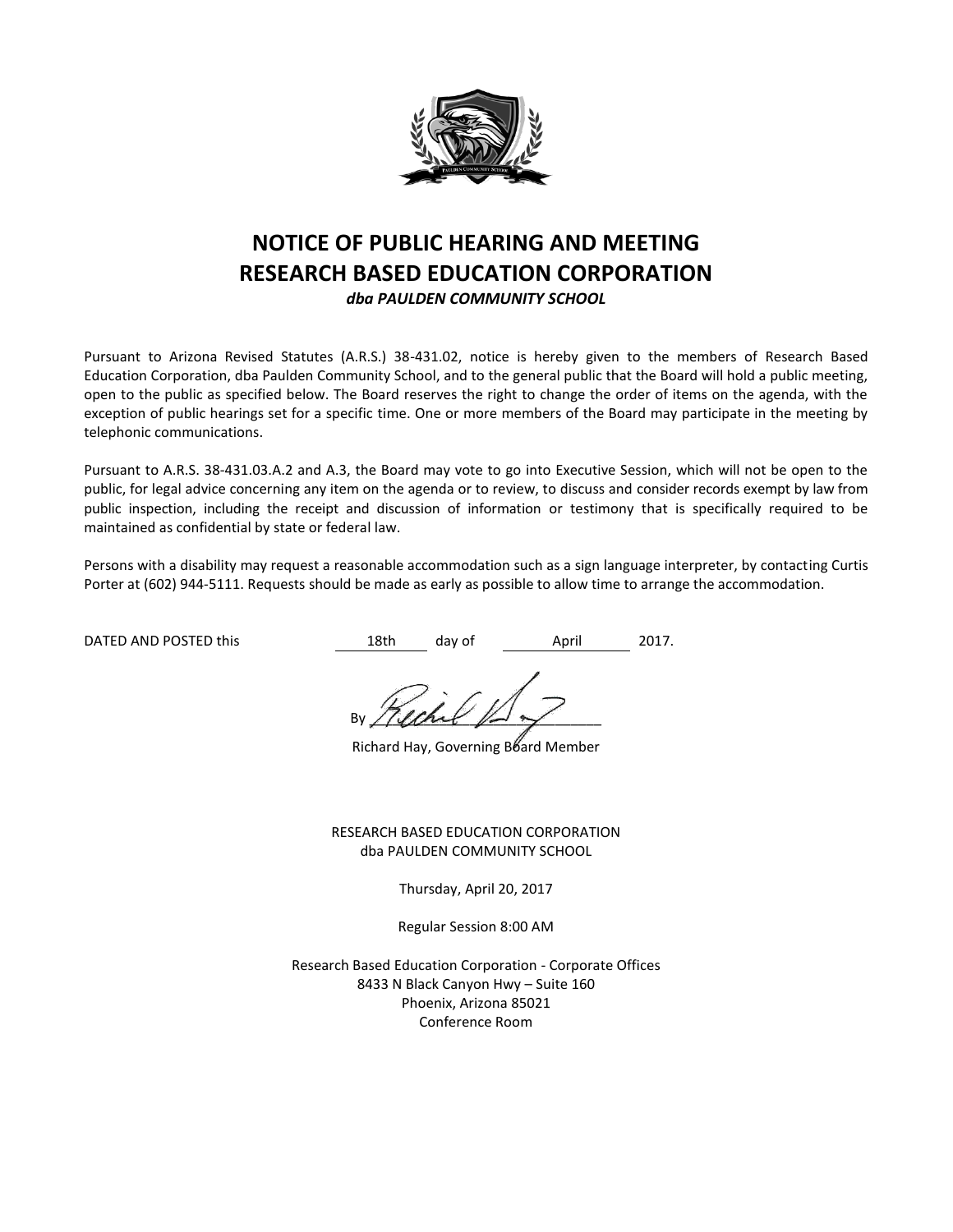# NOTICE OF PUBLIC HEARING AND MEETING
# RESEARCH BASED EDUCATION CORPORATION

***dba PAULDEN COMMUNITY SCHOOL***

Pursuant to Arizona Revised Statutes (A.R.S.) 38-431.02, notice is hereby given to the members of Research Based Education Corporation, dba Paulden Community School, and to the general public that the Board will hold a public meeting, open to the public as specified below. The Board reserves the right to change the order of items on the agenda, with the exception of public hearings set for a specific time. One or more members of the Board may participate in the meeting by telephonic communications.

Pursuant to A.R.S. 38-431.03.A.2 and A.3, the Board may vote to go into Executive Session, which will not be open to the public, for legal advice concerning any item on the agenda or to review, to discuss and consider records exempt by law from public inspection, including the receipt and discussion of information or testimony that is specifically required to be maintained as confidential by state or federal law.

Persons with a disability may request a reasonable accommodation such as a sign language interpreter, by contacting Curtis Porter at (602) 944-5111. Requests should be made as early as possible to allow time to arrange the accommodation.

DATED AND POSTED this 18th day of April 2017.

By ______________________

Richard Hay, Governing Board Member

RESEARCH BASED EDUCATION CORPORATION
dba PAULDEN COMMUNITY SCHOOL

Thursday, April 20, 2017

Regular Session 8:00 AM

Research Based Education Corporation - Corporate Offices
8433 N Black Canyon Hwy – Suite 160
Phoenix, Arizona 85021
Conference Room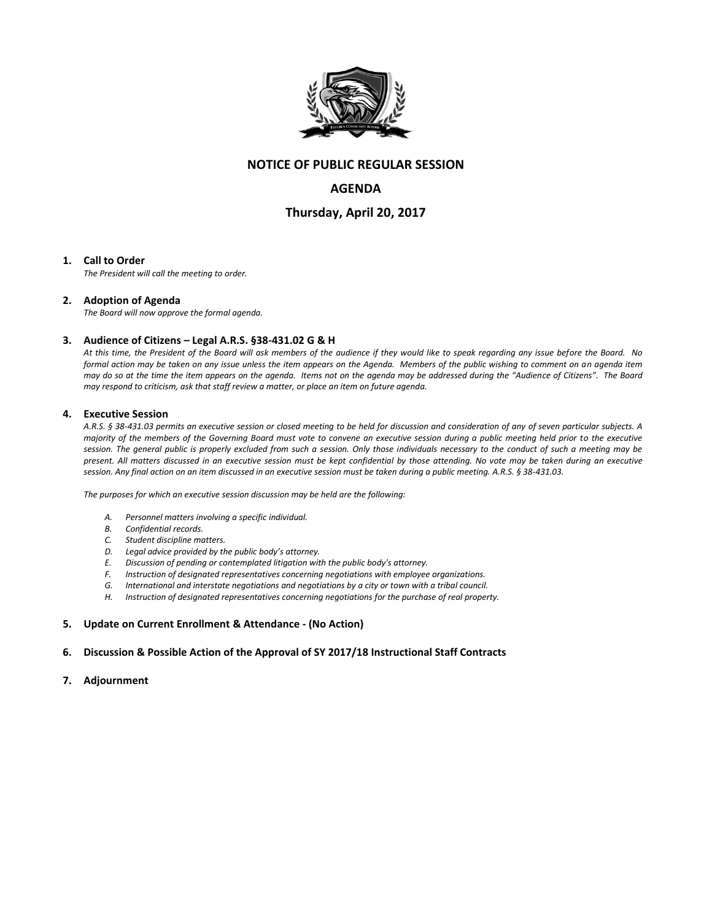# NOTICE OF PUBLIC REGULAR SESSION

## AGENDA

## Thursday, April 20, 2017

1. **Call to Order**
   *The President will call the meeting to order.*

2. **Adoption of Agenda**
   *The Board will now approve the formal agenda.*

3. **Audience of Citizens – Legal A.R.S. §38-431.02 G & H**
   *At this time, the President of the Board will ask members of the audience if they would like to speak regarding any issue before the Board. No formal action may be taken on any issue unless the item appears on the Agenda. Members of the public wishing to comment on an agenda item may do so at the time the item appears on the agenda. Items not on the agenda may be addressed during the "Audience of Citizens". The Board may respond to criticism, ask that staff review a matter, or place an item on future agenda.*

4. **Executive Session**
   *A.R.S. § 38-431.03 permits an executive session or closed meeting to be held for discussion and consideration of any of seven particular subjects. A majority of the members of the Governing Board must vote to convene an executive session during a public meeting held prior to the executive session. The general public is properly excluded from such a session. Only those individuals necessary to the conduct of such a meeting may be present. All matters discussed in an executive session must be kept confidential by those attending. No vote may be taken during an executive session. Any final action on an item discussed in an executive session must be taken during a public meeting. A.R.S. § 38-431.03.*

   *The purposes for which an executive session discussion may be held are the following:*

   A. *Personnel matters involving a specific individual.*
   B. *Confidential records.*
   C. *Student discipline matters.*
   D. *Legal advice provided by the public body's attorney.*
   E. *Discussion of pending or contemplated litigation with the public body's attorney.*
   F. *Instruction of designated representatives concerning negotiations with employee organizations.*
   G. *International and interstate negotiations and negotiations by a city or town with a tribal council.*
   H. *Instruction of designated representatives concerning negotiations for the purchase of real property.*

5. **Update on Current Enrollment & Attendance - (No Action)**

6. **Discussion & Possible Action of the Approval of SY 2017/18 Instructional Staff Contracts**

7. **Adjournment**